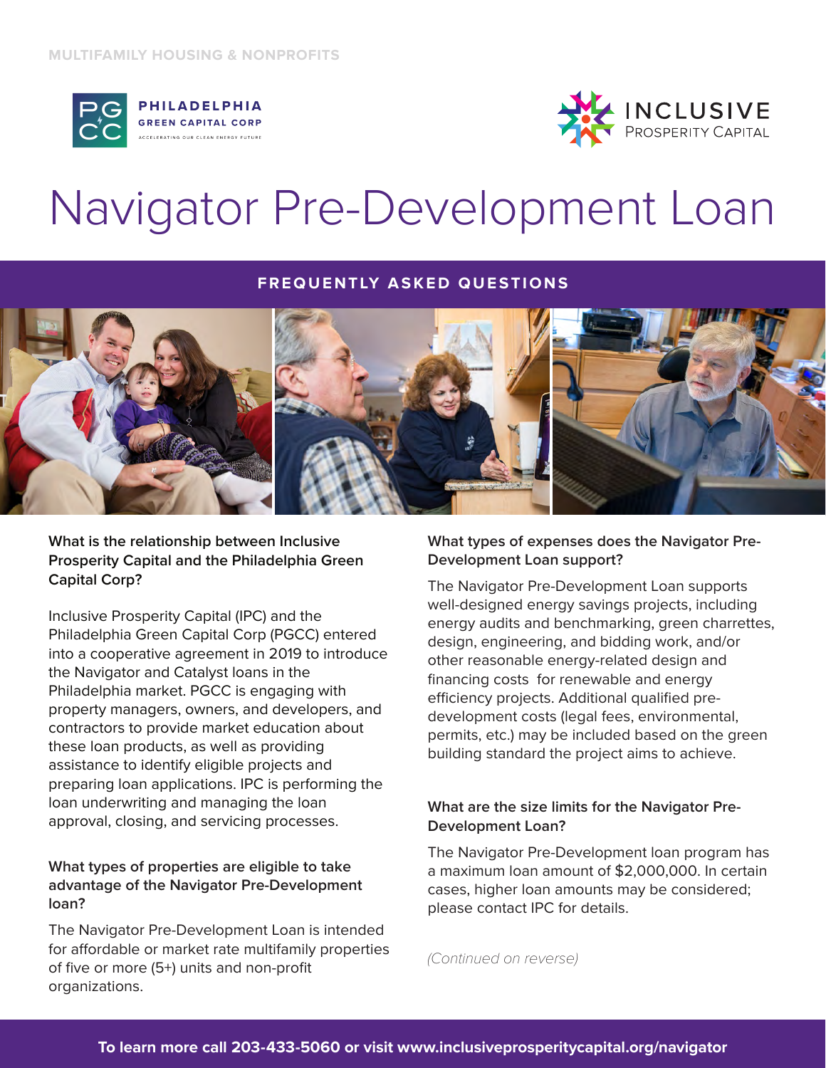MULTIFAMILY HOUSING & NONPROFITS

PHILADELPHIA GREEN CAPITAL CORP
ACCELERATING OUR CLEAN ENERGY FUTURE

INCLUSIVE PROSPERITY CAPITAL

# Navigator Pre-Development Loan

## FREQUENTLY ASKED QUESTIONS

### What is the relationship between Inclusive Prosperity Capital and the Philadelphia Green Capital Corp?

Inclusive Prosperity Capital (IPC) and the Philadelphia Green Capital Corp (PGCC) entered into a cooperative agreement in 2019 to introduce the Navigator and Catalyst loans in the Philadelphia market. PGCC is engaging with property managers, owners, and developers, and contractors to provide market education about these loan products, as well as providing assistance to identify eligible projects and preparing loan applications. IPC is performing the loan underwriting and managing the loan approval, closing, and servicing processes.

### What types of properties are eligible to take advantage of the Navigator Pre-Development loan?

The Navigator Pre-Development Loan is intended for affordable or market rate multifamily properties of five or more (5+) units and non-profit organizations.

### What types of expenses does the Navigator Pre-Development Loan support?

The Navigator Pre-Development Loan supports well-designed energy savings projects, including energy audits and benchmarking, green charrettes, design, engineering, and bidding work, and/or other reasonable energy-related design and financing costs for renewable and energy efficiency projects. Additional qualified pre-development costs (legal fees, environmental, permits, etc.) may be included based on the green building standard the project aims to achieve.

### What are the size limits for the Navigator Pre-Development Loan?

The Navigator Pre-Development loan program has a maximum loan amount of $2,000,000. In certain cases, higher loan amounts may be considered; please contact IPC for details.

*(Continued on reverse)*

**To learn more call 203-433-5060 or visit www.inclusiveprosperitycapital.org/navigator**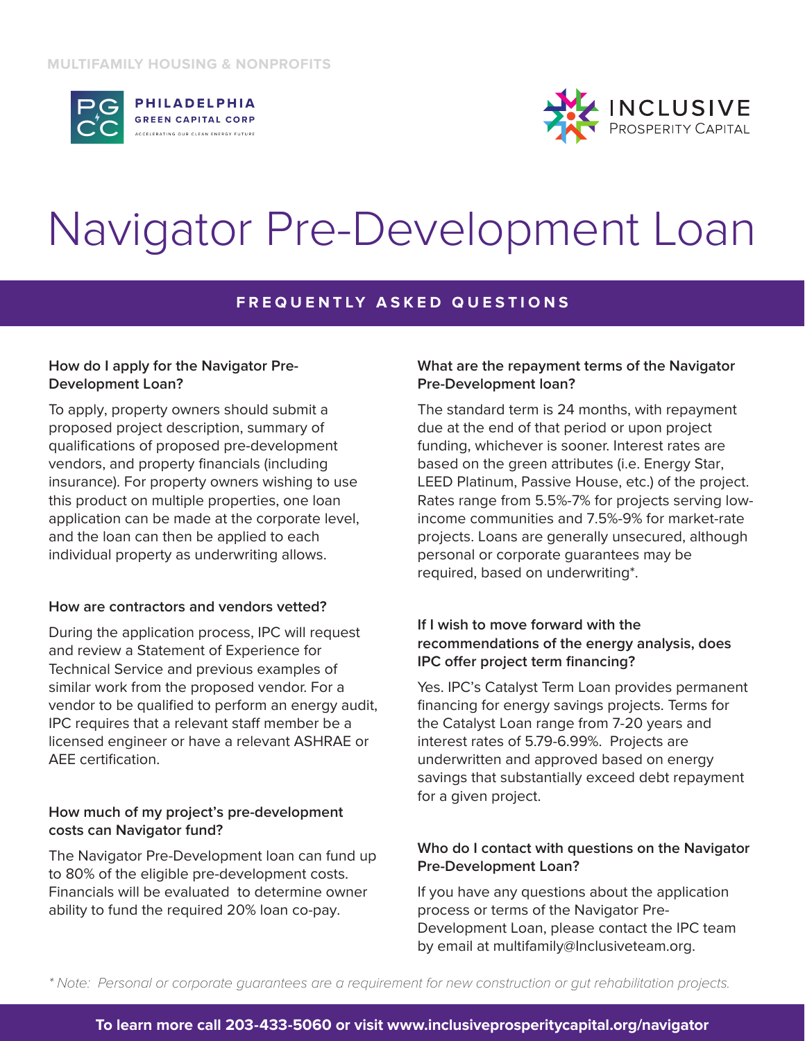MULTIFAMILY HOUSING & NONPROFITS

PHILADELPHIA GREEN CAPITAL CORP
ACCELERATING OUR CLEAN ENERGY FUTURE

INCLUSIVE PROSPERITY CAPITAL

# Navigator Pre-Development Loan

## FREQUENTLY ASKED QUESTIONS

**How do I apply for the Navigator Pre-Development Loan?**

To apply, property owners should submit a proposed project description, summary of qualifications of proposed pre-development vendors, and property financials (including insurance). For property owners wishing to use this product on multiple properties, one loan application can be made at the corporate level, and the loan can then be applied to each individual property as underwriting allows.

**How are contractors and vendors vetted?**

During the application process, IPC will request and review a Statement of Experience for Technical Service and previous examples of similar work from the proposed vendor. For a vendor to be qualified to perform an energy audit, IPC requires that a relevant staff member be a licensed engineer or have a relevant ASHRAE or AEE certification.

**How much of my project's pre-development costs can Navigator fund?**

The Navigator Pre-Development loan can fund up to 80% of the eligible pre-development costs. Financials will be evaluated to determine owner ability to fund the required 20% loan co-pay.

**What are the repayment terms of the Navigator Pre-Development loan?**

The standard term is 24 months, with repayment due at the end of that period or upon project funding, whichever is sooner. Interest rates are based on the green attributes (i.e. Energy Star, LEED Platinum, Passive House, etc.) of the project. Rates range from 5.5%-7% for projects serving low-income communities and 7.5%-9% for market-rate projects. Loans are generally unsecured, although personal or corporate guarantees may be required, based on underwriting*.

**If I wish to move forward with the recommendations of the energy analysis, does IPC offer project term financing?**

Yes. IPC's Catalyst Term Loan provides permanent financing for energy savings projects. Terms for the Catalyst Loan range from 7-20 years and interest rates of 5.79-6.99%. Projects are underwritten and approved based on energy savings that substantially exceed debt repayment for a given project.

**Who do I contact with questions on the Navigator Pre-Development Loan?**

If you have any questions about the application process or terms of the Navigator Pre-Development Loan, please contact the IPC team by email at multifamily@Inclusiveteam.org.

*\* Note: Personal or corporate guarantees are a requirement for new construction or gut rehabilitation projects.*

**To learn more call 203-433-5060 or visit www.inclusiveprosperitycapital.org/navigator**